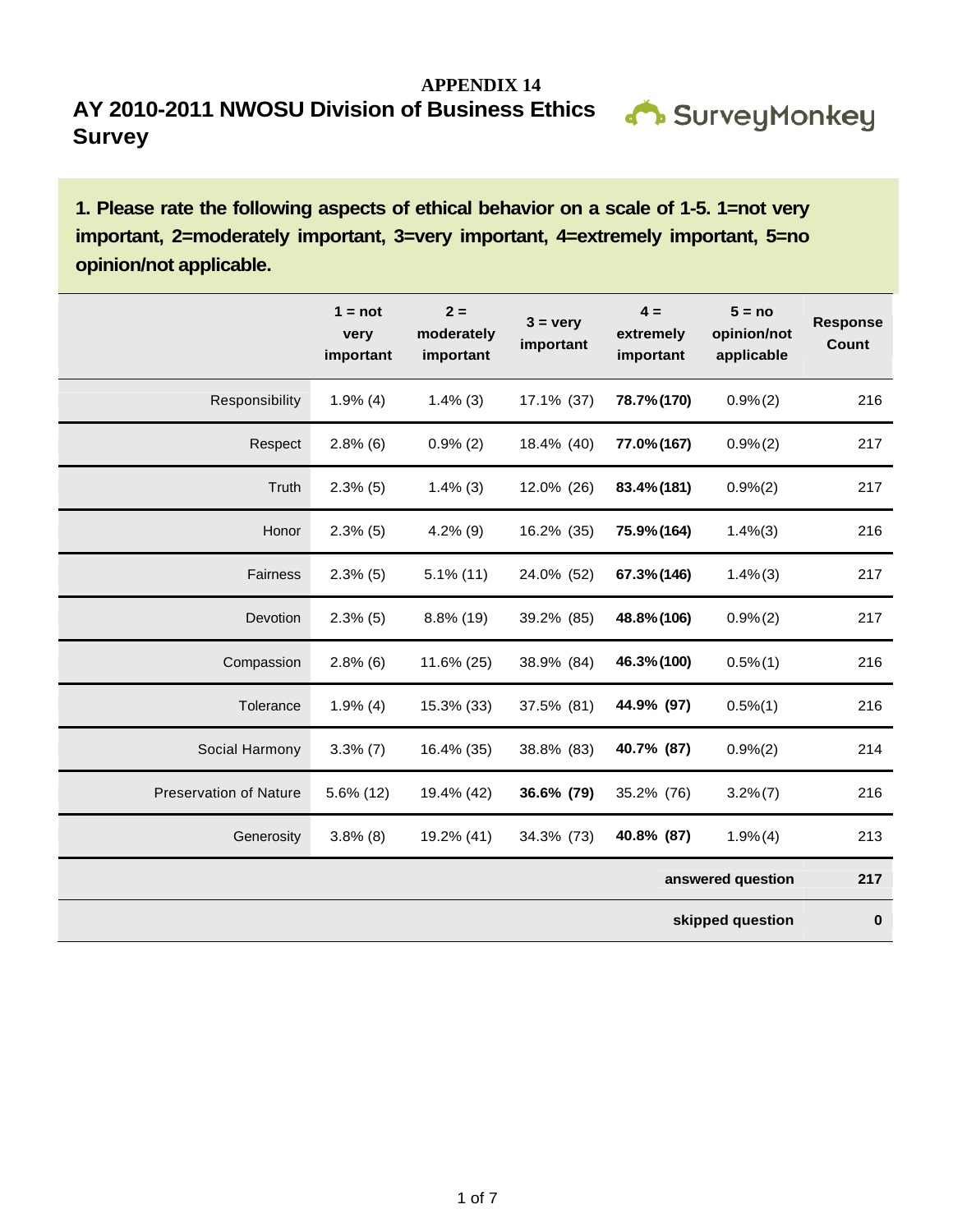**APPENDIX 14**

# AY 2010-2011 NWOSU Division of Business Ethics Survey

SurveyMonkey

## 1. Please rate the following aspects of ethical behavior on a scale of 1-5. 1=not very important, 2=moderately important, 3=very important, 4=extremely important, 5=no opinion/not applicable.

| | 1 = not very important | 2 = moderately important | 3 = very important | 4 = extremely important | 5 = no opinion/not applicable | Response Count |
|---|---|---|---|---|---|---|
| Responsibility | 1.9% (4) | 1.4% (3) | 17.1% (37) | **78.7% (170)** | 0.9% (2) | 216 |
| Respect | 2.8% (6) | 0.9% (2) | 18.4% (40) | **77.0% (167)** | 0.9% (2) | 217 |
| Truth | 2.3% (5) | 1.4% (3) | 12.0% (26) | **83.4% (181)** | 0.9% (2) | 217 |
| Honor | 2.3% (5) | 4.2% (9) | 16.2% (35) | **75.9% (164)** | 1.4% (3) | 216 |
| Fairness | 2.3% (5) | 5.1% (11) | 24.0% (52) | **67.3% (146)** | 1.4% (3) | 217 |
| Devotion | 2.3% (5) | 8.8% (19) | 39.2% (85) | **48.8% (106)** | 0.9% (2) | 217 |
| Compassion | 2.8% (6) | 11.6% (25) | 38.9% (84) | **46.3% (100)** | 0.5% (1) | 216 |
| Tolerance | 1.9% (4) | 15.3% (33) | 37.5% (81) | **44.9% (97)** | 0.5% (1) | 216 |
| Social Harmony | 3.3% (7) | 16.4% (35) | 38.8% (83) | **40.7% (87)** | 0.9% (2) | 214 |
| Preservation of Nature | 5.6% (12) | 19.4% (42) | **36.6% (79)** | 35.2% (76) | 3.2% (7) | 216 |
| Generosity | 3.8% (8) | 19.2% (41) | 34.3% (73) | **40.8% (87)** | 1.9% (4) | 213 |
| | | | | | **answered question** | **217** |
| | | | | | **skipped question** | **0** |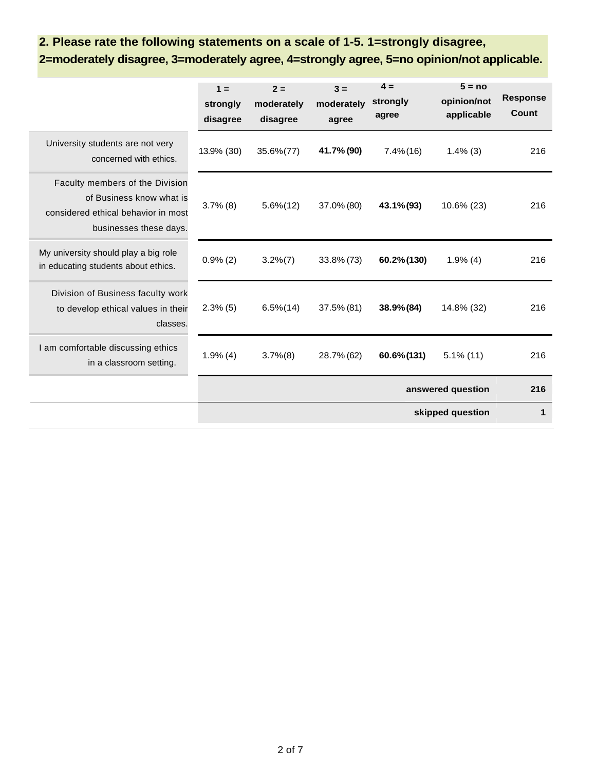**2. Please rate the following statements on a scale of 1-5. 1=strongly disagree, 2=moderately disagree, 3=moderately agree, 4=strongly agree, 5=no opinion/not applicable.**

| | 1 = strongly disagree | 2 = moderately disagree | 3 = moderately agree | 4 = strongly agree | 5 = no opinion/not applicable | Response Count |
|---|---|---|---|---|---|---|
| University students are not very concerned with ethics. | 13.9% (30) | 35.6% (77) | **41.7% (90)** | 7.4% (16) | 1.4% (3) | 216 |
| Faculty members of the Division of Business know what is considered ethical behavior in most businesses these days. | 3.7% (8) | 5.6% (12) | 37.0% (80) | **43.1% (93)** | 10.6% (23) | 216 |
| My university should play a big role in educating students about ethics. | 0.9% (2) | 3.2% (7) | 33.8% (73) | **60.2% (130)** | 1.9% (4) | 216 |
| Division of Business faculty work to develop ethical values in their classes. | 2.3% (5) | 6.5% (14) | 37.5% (81) | **38.9% (84)** | 14.8% (32) | 216 |
| I am comfortable discussing ethics in a classroom setting. | 1.9% (4) | 3.7% (8) | 28.7% (62) | **60.6% (131)** | 5.1% (11) | 216 |
| | | | | | **answered question** | **216** |
| | | | | | **skipped question** | **1** |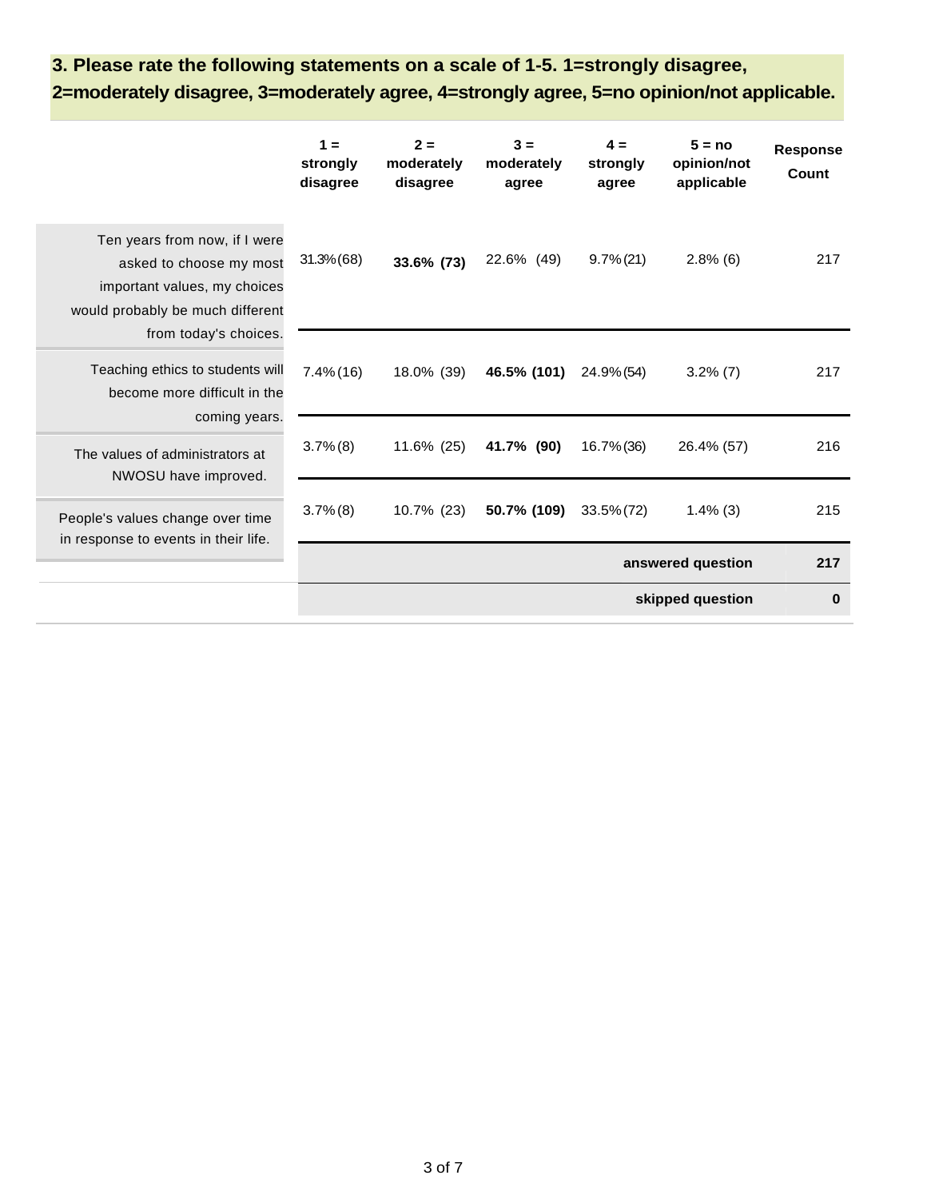### 3. Please rate the following statements on a scale of 1-5. 1=strongly disagree, 2=moderately disagree, 3=moderately agree, 4=strongly agree, 5=no opinion/not applicable.

| | 1 = strongly disagree | 2 = moderately disagree | 3 = moderately agree | 4 = strongly agree | 5 = no opinion/not applicable | Response Count |
|---|---|---|---|---|---|---|
| Ten years from now, if I were asked to choose my most important values, my choices would probably be much different from today's choices. | 31.3% (68) | **33.6% (73)** | 22.6% (49) | 9.7% (21) | 2.8% (6) | 217 |
| Teaching ethics to students will become more difficult in the coming years. | 7.4% (16) | 18.0% (39) | **46.5% (101)** | 24.9% (54) | 3.2% (7) | 217 |
| The values of administrators at NWOSU have improved. | 3.7% (8) | 11.6% (25) | **41.7% (90)** | 16.7% (36) | 26.4% (57) | 216 |
| People's values change over time in response to events in their life. | 3.7% (8) | 10.7% (23) | **50.7% (109)** | 33.5% (72) | 1.4% (3) | 215 |
| | | | | | **answered question** | **217** |
| | | | | | **skipped question** | **0** |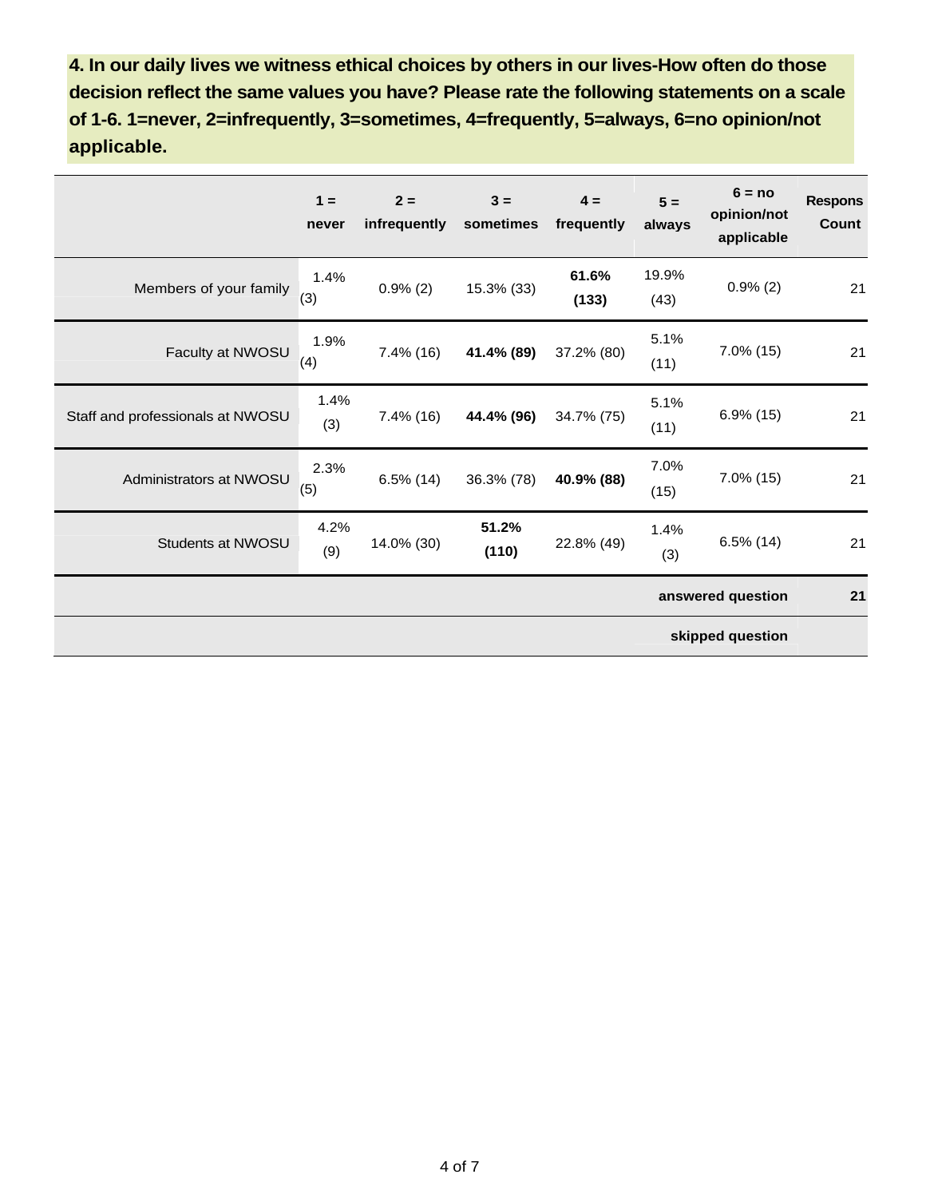**4. In our daily lives we witness ethical choices by others in our lives-How often do those decision reflect the same values you have? Please rate the following statements on a scale of 1-6. 1=never, 2=infrequently, 3=sometimes, 4=frequently, 5=always, 6=no opinion/not applicable.**

| | 1 = never | 2 = infrequently | 3 = sometimes | 4 = frequently | 5 = always | 6 = no opinion/not applicable | Respons Count |
|---|---|---|---|---|---|---|---|
| Members of your family | 1.4% (3) | 0.9% (2) | 15.3% (33) | **61.6% (133)** | 19.9% (43) | 0.9% (2) | 21 |
| Faculty at NWOSU | 1.9% (4) | 7.4% (16) | **41.4% (89)** | 37.2% (80) | 5.1% (11) | 7.0% (15) | 21 |
| Staff and professionals at NWOSU | 1.4% (3) | 7.4% (16) | **44.4% (96)** | 34.7% (75) | 5.1% (11) | 6.9% (15) | 21 |
| Administrators at NWOSU | 2.3% (5) | 6.5% (14) | 36.3% (78) | **40.9% (88)** | 7.0% (15) | 7.0% (15) | 21 |
| Students at NWOSU | 4.2% (9) | 14.0% (30) | **51.2% (110)** | 22.8% (49) | 1.4% (3) | 6.5% (14) | 21 |
| | | | | | | **answered question** | **21** |
| | | | | | | **skipped question** | |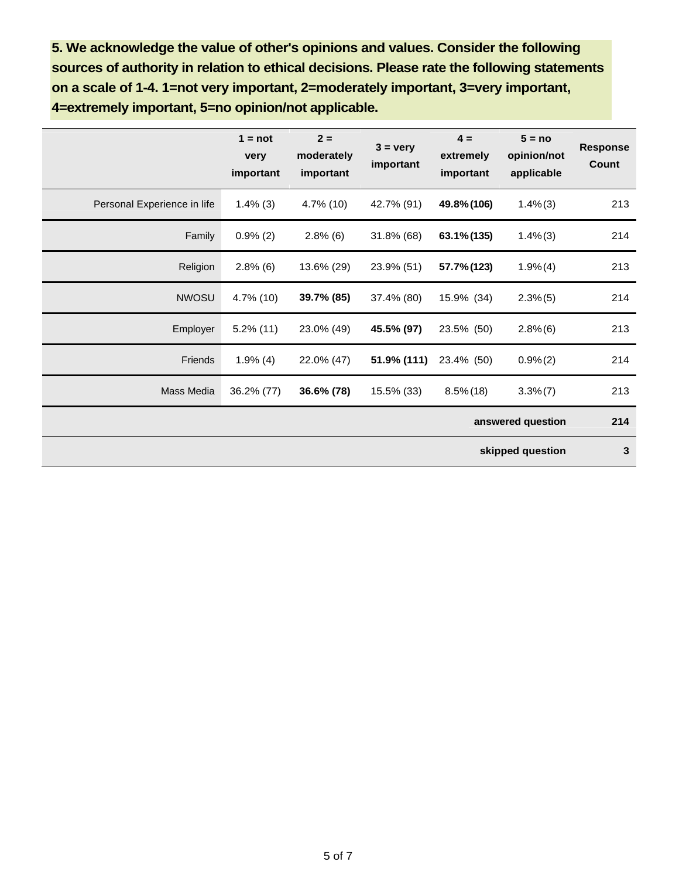**5. We acknowledge the value of other's opinions and values. Consider the following sources of authority in relation to ethical decisions. Please rate the following statements on a scale of 1-4. 1=not very important, 2=moderately important, 3=very important, 4=extremely important, 5=no opinion/not applicable.**

| | 1 = not very important | 2 = moderately important | 3 = very important | 4 = extremely important | 5 = no opinion/not applicable | Response Count |
|---|---|---|---|---|---|---|
| Personal Experience in life | 1.4% (3) | 4.7% (10) | 42.7% (91) | **49.8% (106)** | 1.4% (3) | 213 |
| Family | 0.9% (2) | 2.8% (6) | 31.8% (68) | **63.1% (135)** | 1.4% (3) | 214 |
| Religion | 2.8% (6) | 13.6% (29) | 23.9% (51) | **57.7% (123)** | 1.9% (4) | 213 |
| NWOSU | 4.7% (10) | **39.7% (85)** | 37.4% (80) | 15.9% (34) | 2.3% (5) | 214 |
| Employer | 5.2% (11) | 23.0% (49) | **45.5% (97)** | 23.5% (50) | 2.8% (6) | 213 |
| Friends | 1.9% (4) | 22.0% (47) | **51.9% (111)** | 23.4% (50) | 0.9% (2) | 214 |
| Mass Media | 36.2% (77) | **36.6% (78)** | 15.5% (33) | 8.5% (18) | 3.3% (7) | 213 |
| | | | | | **answered question** | **214** |
| | | | | | **skipped question** | **3** |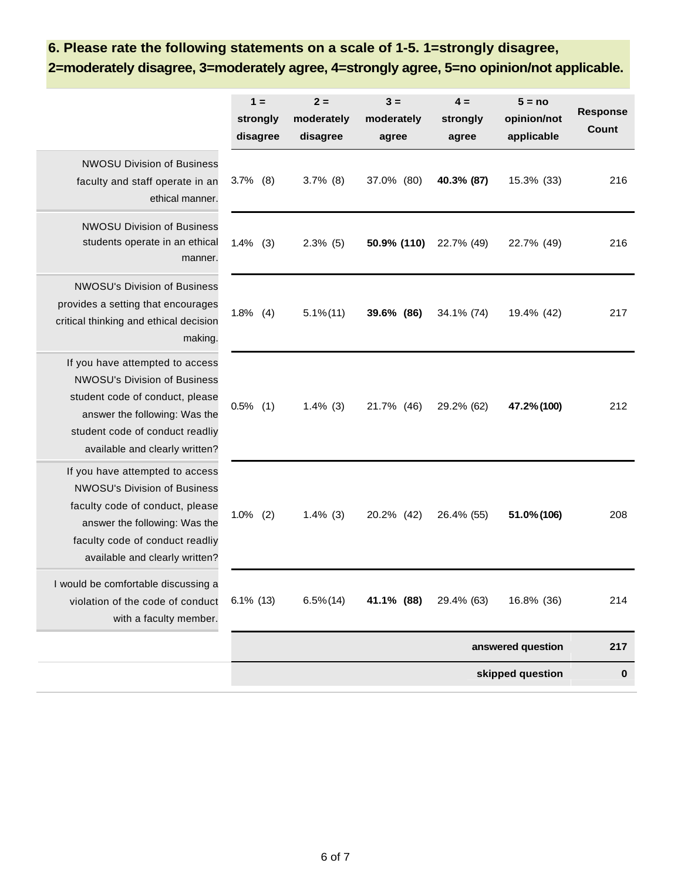### 6. Please rate the following statements on a scale of 1-5. 1=strongly disagree, 2=moderately disagree, 3=moderately agree, 4=strongly agree, 5=no opinion/not applicable.

| | 1 = strongly disagree | 2 = moderately disagree | 3 = moderately agree | 4 = strongly agree | 5 = no opinion/not applicable | Response Count |
|---|---|---|---|---|---|---|
| NWOSU Division of Business faculty and staff operate in an ethical manner. | 3.7% (8) | 3.7% (8) | 37.0% (80) | **40.3% (87)** | 15.3% (33) | 216 |
| NWOSU Division of Business students operate in an ethical manner. | 1.4% (3) | 2.3% (5) | **50.9% (110)** | 22.7% (49) | 22.7% (49) | 216 |
| NWOSU's Division of Business provides a setting that encourages critical thinking and ethical decision making. | 1.8% (4) | 5.1% (11) | **39.6% (86)** | 34.1% (74) | 19.4% (42) | 217 |
| If you have attempted to access NWOSU's Division of Business student code of conduct, please answer the following: Was the student code of conduct readliy available and clearly written? | 0.5% (1) | 1.4% (3) | 21.7% (46) | 29.2% (62) | **47.2% (100)** | 212 |
| If you have attempted to access NWOSU's Division of Business faculty code of conduct, please answer the following: Was the faculty code of conduct readliy available and clearly written? | 1.0% (2) | 1.4% (3) | 20.2% (42) | 26.4% (55) | **51.0% (106)** | 208 |
| I would be comfortable discussing a violation of the code of conduct with a faculty member. | 6.1% (13) | 6.5% (14) | **41.1% (88)** | 29.4% (63) | 16.8% (36) | 214 |
| | | | | | **answered question** | **217** |
| | | | | | **skipped question** | **0** |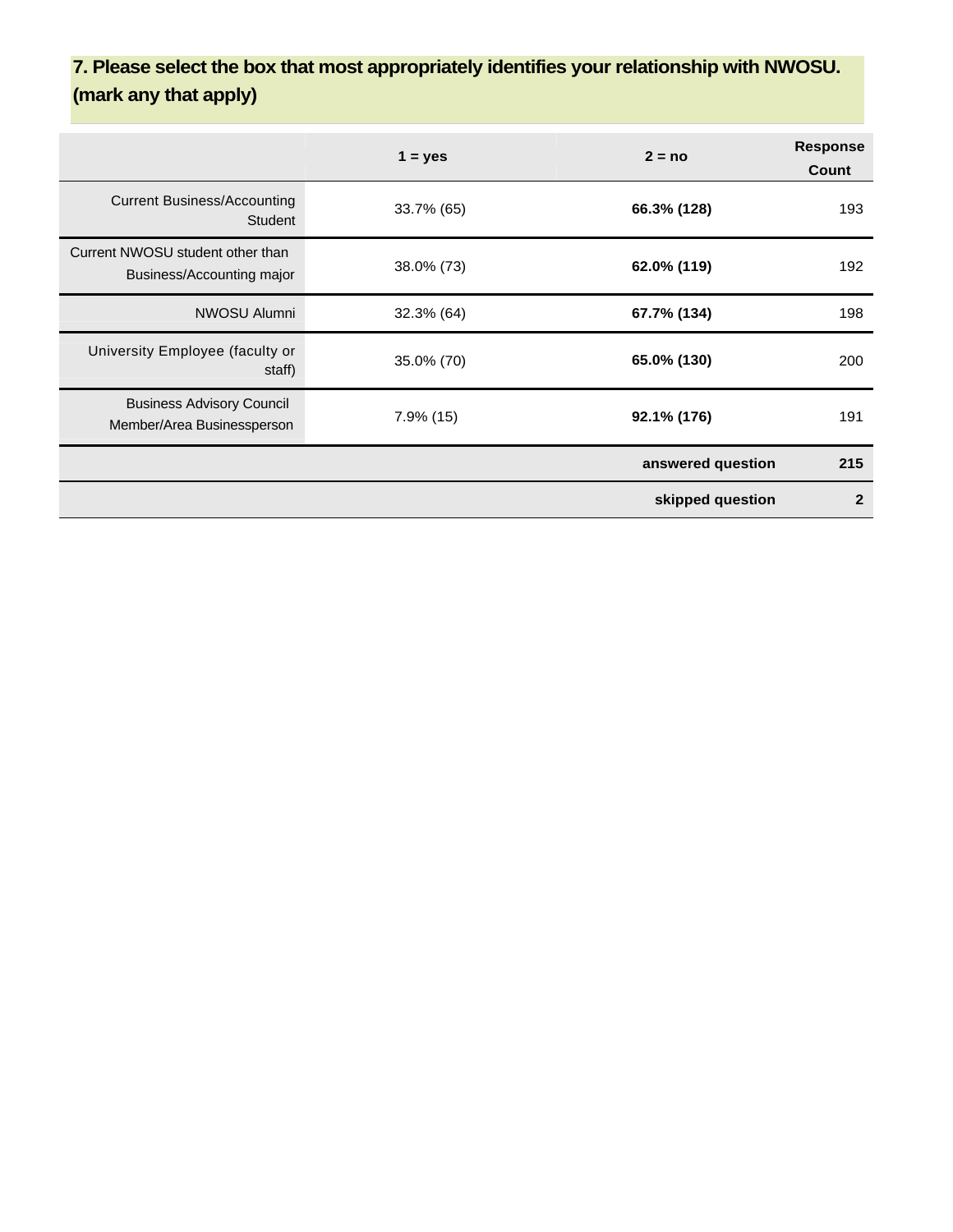### 7. Please select the box that most appropriately identifies your relationship with NWOSU. (mark any that apply)

| | 1 = yes | 2 = no | Response Count |
|---|---|---|---|
| Current Business/Accounting Student | 33.7% (65) | **66.3% (128)** | 193 |
| Current NWOSU student other than Business/Accounting major | 38.0% (73) | **62.0% (119)** | 192 |
| NWOSU Alumni | 32.3% (64) | **67.7% (134)** | 198 |
| University Employee (faculty or staff) | 35.0% (70) | **65.0% (130)** | 200 |
| Business Advisory Council Member/Area Businessperson | 7.9% (15) | **92.1% (176)** | 191 |
| | | **answered question** | **215** |
| | | **skipped question** | **2** |